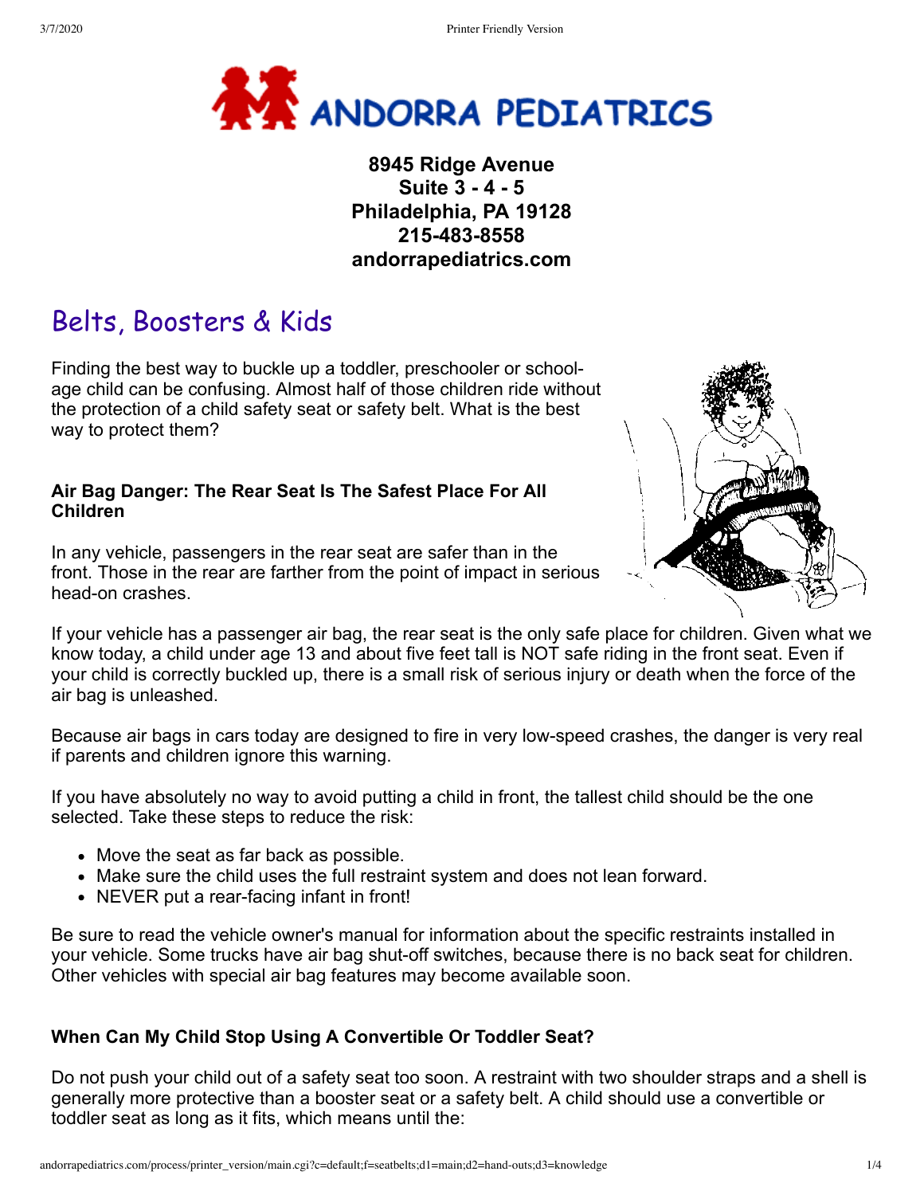# ANDORRA PEDIATRICS

**8945 Ridge Avenue**
**Suite 3 - 4 - 5**
**Philadelphia, PA 19128**
**215-483-8558**
**andorrapediatrics.com**

# Belts, Boosters & Kids

Finding the best way to buckle up a toddler, preschooler or school-age child can be confusing. Almost half of those children ride without the protection of a child safety seat or safety belt. What is the best way to protect them?

### Air Bag Danger: The Rear Seat Is The Safest Place For All Children

In any vehicle, passengers in the rear seat are safer than in the front. Those in the rear are farther from the point of impact in serious head-on crashes.

If your vehicle has a passenger air bag, the rear seat is the only safe place for children. Given what we know today, a child under age 13 and about five feet tall is NOT safe riding in the front seat. Even if your child is correctly buckled up, there is a small risk of serious injury or death when the force of the air bag is unleashed.

Because air bags in cars today are designed to fire in very low-speed crashes, the danger is very real if parents and children ignore this warning.

If you have absolutely no way to avoid putting a child in front, the tallest child should be the one selected. Take these steps to reduce the risk:

- Move the seat as far back as possible.
- Make sure the child uses the full restraint system and does not lean forward.
- NEVER put a rear-facing infant in front!

Be sure to read the vehicle owner's manual for information about the specific restraints installed in your vehicle. Some trucks have air bag shut-off switches, because there is no back seat for children. Other vehicles with special air bag features may become available soon.

### When Can My Child Stop Using A Convertible Or Toddler Seat?

Do not push your child out of a safety seat too soon. A restraint with two shoulder straps and a shell is generally more protective than a booster seat or a safety belt. A child should use a convertible or toddler seat as long as it fits, which means until the: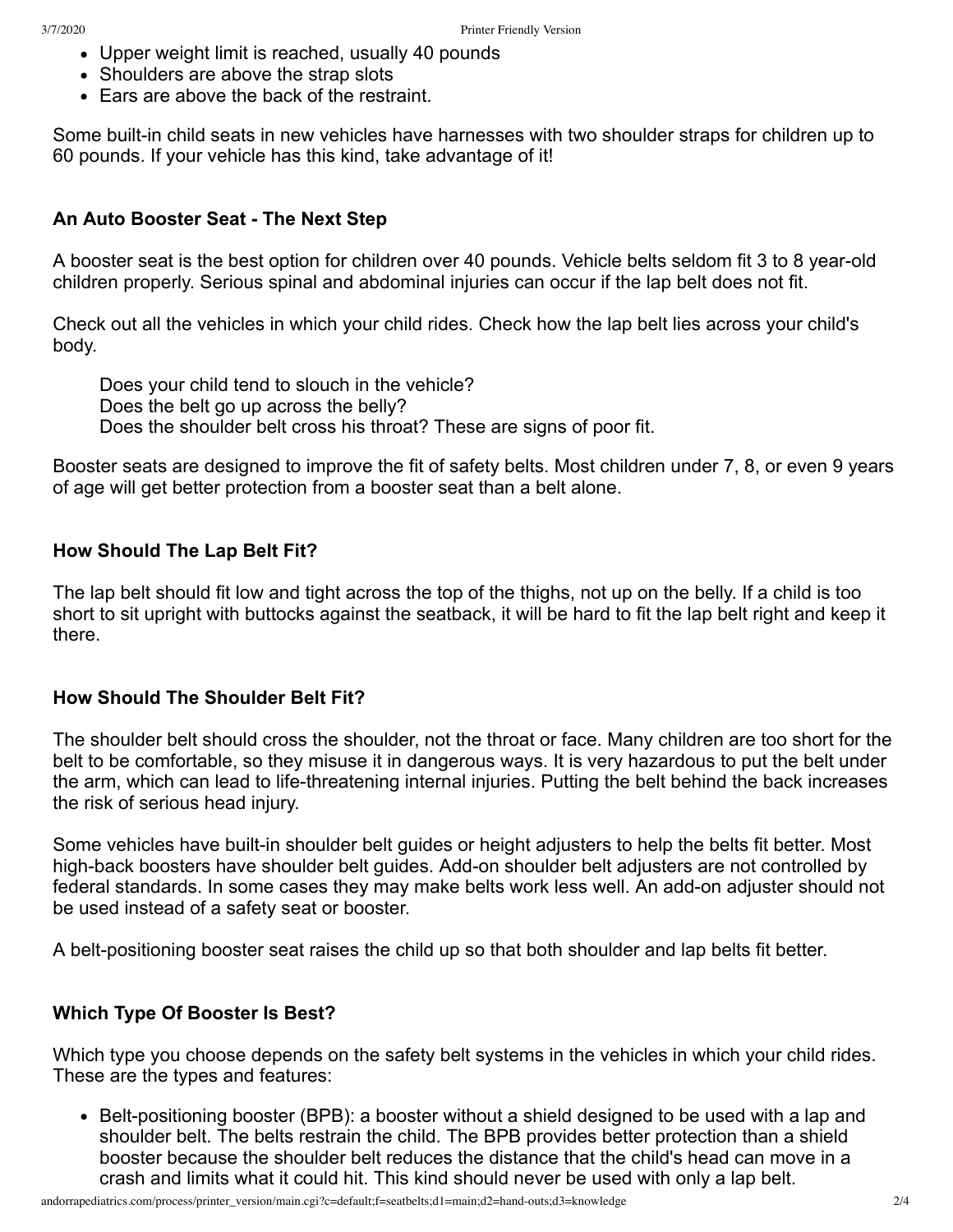- Upper weight limit is reached, usually 40 pounds
- Shoulders are above the strap slots
- Ears are above the back of the restraint.

Some built-in child seats in new vehicles have harnesses with two shoulder straps for children up to 60 pounds. If your vehicle has this kind, take advantage of it!

### An Auto Booster Seat - The Next Step

A booster seat is the best option for children over 40 pounds. Vehicle belts seldom fit 3 to 8 year-old children properly. Serious spinal and abdominal injuries can occur if the lap belt does not fit.

Check out all the vehicles in which your child rides. Check how the lap belt lies across your child's body.

> Does your child tend to slouch in the vehicle?
> Does the belt go up across the belly?
> Does the shoulder belt cross his throat? These are signs of poor fit.

Booster seats are designed to improve the fit of safety belts. Most children under 7, 8, or even 9 years of age will get better protection from a booster seat than a belt alone.

### How Should The Lap Belt Fit?

The lap belt should fit low and tight across the top of the thighs, not up on the belly. If a child is too short to sit upright with buttocks against the seatback, it will be hard to fit the lap belt right and keep it there.

### How Should The Shoulder Belt Fit?

The shoulder belt should cross the shoulder, not the throat or face. Many children are too short for the belt to be comfortable, so they misuse it in dangerous ways. It is very hazardous to put the belt under the arm, which can lead to life-threatening internal injuries. Putting the belt behind the back increases the risk of serious head injury.

Some vehicles have built-in shoulder belt guides or height adjusters to help the belts fit better. Most high-back boosters have shoulder belt guides. Add-on shoulder belt adjusters are not controlled by federal standards. In some cases they may make belts work less well. An add-on adjuster should not be used instead of a safety seat or booster.

A belt-positioning booster seat raises the child up so that both shoulder and lap belts fit better.

### Which Type Of Booster Is Best?

Which type you choose depends on the safety belt systems in the vehicles in which your child rides. These are the types and features:

- Belt-positioning booster (BPB): a booster without a shield designed to be used with a lap and shoulder belt. The belts restrain the child. The BPB provides better protection than a shield booster because the shoulder belt reduces the distance that the child's head can move in a crash and limits what it could hit. This kind should never be used with only a lap belt.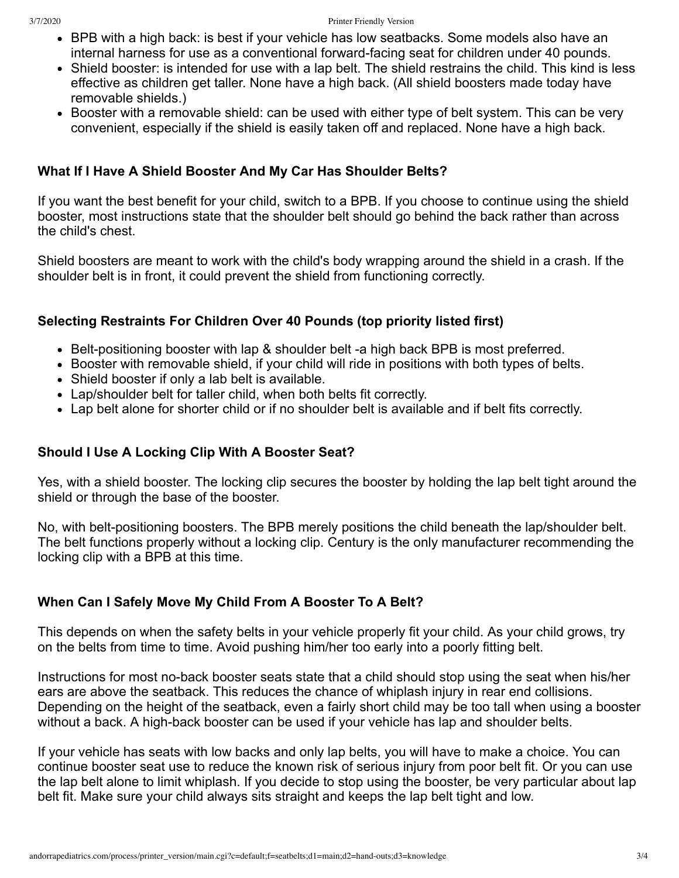- BPB with a high back: is best if your vehicle has low seatbacks. Some models also have an internal harness for use as a conventional forward-facing seat for children under 40 pounds.
- Shield booster: is intended for use with a lap belt. The shield restrains the child. This kind is less effective as children get taller. None have a high back. (All shield boosters made today have removable shields.)
- Booster with a removable shield: can be used with either type of belt system. This can be very convenient, especially if the shield is easily taken off and replaced. None have a high back.

### What If I Have A Shield Booster And My Car Has Shoulder Belts?

If you want the best benefit for your child, switch to a BPB. If you choose to continue using the shield booster, most instructions state that the shoulder belt should go behind the back rather than across the child's chest.

Shield boosters are meant to work with the child's body wrapping around the shield in a crash. If the shoulder belt is in front, it could prevent the shield from functioning correctly.

### Selecting Restraints For Children Over 40 Pounds (top priority listed first)

- Belt-positioning booster with lap & shoulder belt -a high back BPB is most preferred.
- Booster with removable shield, if your child will ride in positions with both types of belts.
- Shield booster if only a lab belt is available.
- Lap/shoulder belt for taller child, when both belts fit correctly.
- Lap belt alone for shorter child or if no shoulder belt is available and if belt fits correctly.

### Should I Use A Locking Clip With A Booster Seat?

Yes, with a shield booster. The locking clip secures the booster by holding the lap belt tight around the shield or through the base of the booster.

No, with belt-positioning boosters. The BPB merely positions the child beneath the lap/shoulder belt. The belt functions properly without a locking clip. Century is the only manufacturer recommending the locking clip with a BPB at this time.

### When Can I Safely Move My Child From A Booster To A Belt?

This depends on when the safety belts in your vehicle properly fit your child. As your child grows, try on the belts from time to time. Avoid pushing him/her too early into a poorly fitting belt.

Instructions for most no-back booster seats state that a child should stop using the seat when his/her ears are above the seatback. This reduces the chance of whiplash injury in rear end collisions. Depending on the height of the seatback, even a fairly short child may be too tall when using a booster without a back. A high-back booster can be used if your vehicle has lap and shoulder belts.

If your vehicle has seats with low backs and only lap belts, you will have to make a choice. You can continue booster seat use to reduce the known risk of serious injury from poor belt fit. Or you can use the lap belt alone to limit whiplash. If you decide to stop using the booster, be very particular about lap belt fit. Make sure your child always sits straight and keeps the lap belt tight and low.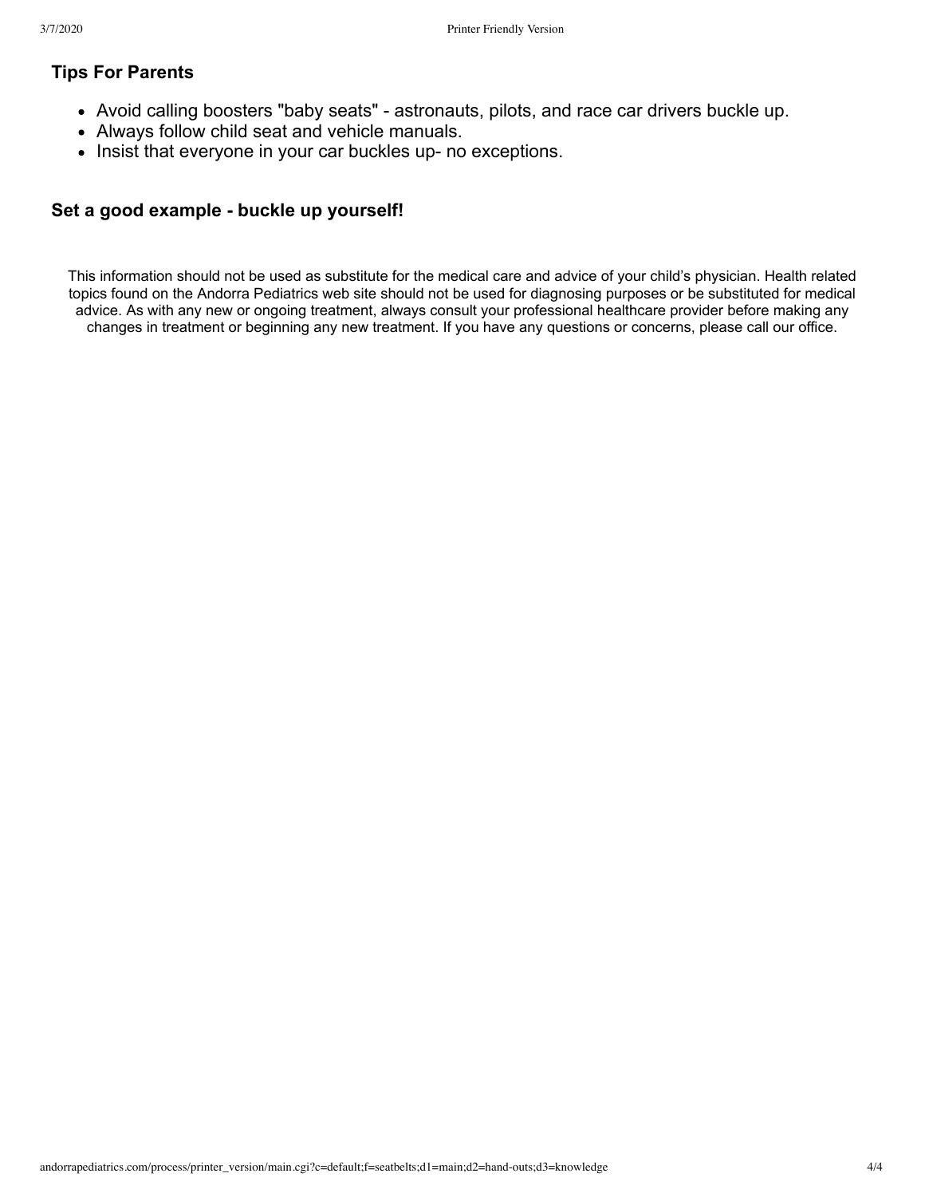### Tips For Parents

- Avoid calling boosters "baby seats" - astronauts, pilots, and race car drivers buckle up.
- Always follow child seat and vehicle manuals.
- Insist that everyone in your car buckles up- no exceptions.

### Set a good example - buckle up yourself!

This information should not be used as substitute for the medical care and advice of your child's physician. Health related topics found on the Andorra Pediatrics web site should not be used for diagnosing purposes or be substituted for medical advice. As with any new or ongoing treatment, always consult your professional healthcare provider before making any changes in treatment or beginning any new treatment. If you have any questions or concerns, please call our office.